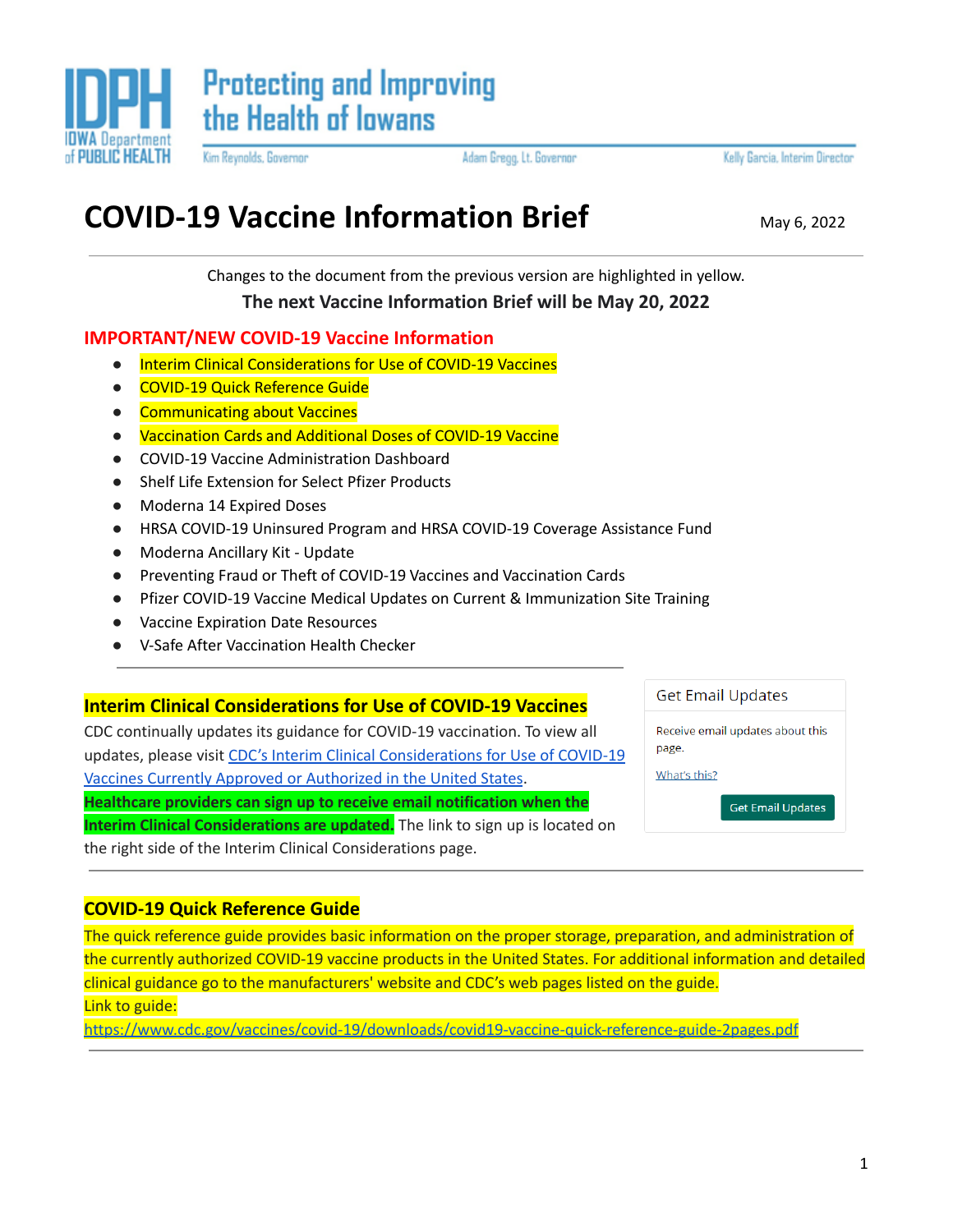IDPH IOWA Department of PUBLIC HEALTH

Protecting and Improving the Health of Iowans

Kim Reynolds, Governor | Adam Gregg, Lt. Governor | Kelly Garcia, Interim Director

# COVID-19 Vaccine Information Brief

May 6, 2022

---

Changes to the document from the previous version are highlighted in yellow.

**The next Vaccine Information Brief will be May 20, 2022**

## IMPORTANT/NEW COVID-19 Vaccine Information

- Interim Clinical Considerations for Use of COVID-19 Vaccines
- COVID-19 Quick Reference Guide
- Communicating about Vaccines
- Vaccination Cards and Additional Doses of COVID-19 Vaccine
- COVID-19 Vaccine Administration Dashboard
- Shelf Life Extension for Select Pfizer Products
- Moderna 14 Expired Doses
- HRSA COVID-19 Uninsured Program and HRSA COVID-19 Coverage Assistance Fund
- Moderna Ancillary Kit - Update
- Preventing Fraud or Theft of COVID-19 Vaccines and Vaccination Cards
- Pfizer COVID-19 Vaccine Medical Updates on Current & Immunization Site Training
- Vaccine Expiration Date Resources
- V-Safe After Vaccination Health Checker

---

### Interim Clinical Considerations for Use of COVID-19 Vaccines

CDC continually updates its guidance for COVID-19 vaccination. To view all updates, please visit [CDC's Interim Clinical Considerations for Use of COVID-19 Vaccines Currently Approved or Authorized in the United States](). **Healthcare providers can sign up to receive email notification when the Interim Clinical Considerations are updated.** The link to sign up is located on the right side of the Interim Clinical Considerations page.

Get Email Updates

Receive email updates about this page.

What's this?

Get Email Updates

---

### COVID-19 Quick Reference Guide

The quick reference guide provides basic information on the proper storage, preparation, and administration of the currently authorized COVID-19 vaccine products in the United States. For additional information and detailed clinical guidance go to the manufacturers' website and CDC's web pages listed on the guide.

Link to guide:
https://www.cdc.gov/vaccines/covid-19/downloads/covid19-vaccine-quick-reference-guide-2pages.pdf

---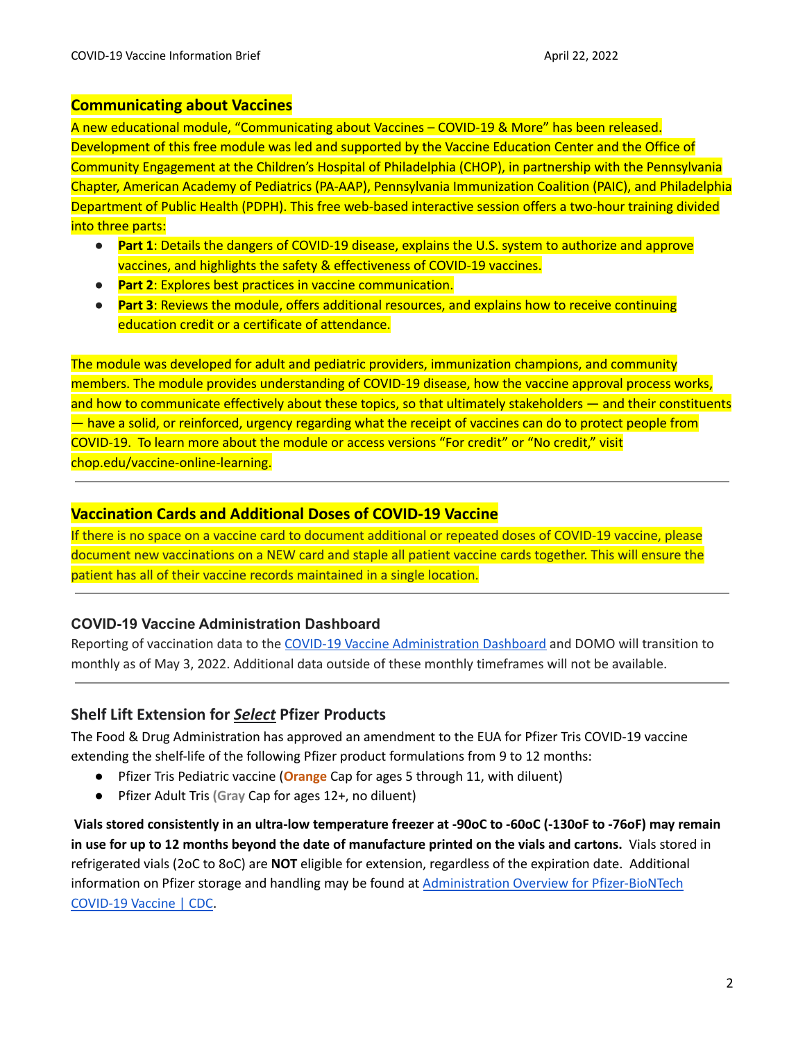## Communicating about Vaccines

A new educational module, "Communicating about Vaccines – COVID-19 & More" has been released. Development of this free module was led and supported by the Vaccine Education Center and the Office of Community Engagement at the Children's Hospital of Philadelphia (CHOP), in partnership with the Pennsylvania Chapter, American Academy of Pediatrics (PA-AAP), Pennsylvania Immunization Coalition (PAIC), and Philadelphia Department of Public Health (PDPH). This free web-based interactive session offers a two-hour training divided into three parts:

- **Part 1**: Details the dangers of COVID-19 disease, explains the U.S. system to authorize and approve vaccines, and highlights the safety & effectiveness of COVID-19 vaccines.
- **Part 2**: Explores best practices in vaccine communication.
- **Part 3**: Reviews the module, offers additional resources, and explains how to receive continuing education credit or a certificate of attendance.

The module was developed for adult and pediatric providers, immunization champions, and community members. The module provides understanding of COVID-19 disease, how the vaccine approval process works, and how to communicate effectively about these topics, so that ultimately stakeholders — and their constituents — have a solid, or reinforced, urgency regarding what the receipt of vaccines can do to protect people from COVID-19. To learn more about the module or access versions "For credit" or "No credit," visit chop.edu/vaccine-online-learning.

---

## Vaccination Cards and Additional Doses of COVID-19 Vaccine

If there is no space on a vaccine card to document additional or repeated doses of COVID-19 vaccine, please document new vaccinations on a NEW card and staple all patient vaccine cards together. This will ensure the patient has all of their vaccine records maintained in a single location.

---

## COVID-19 Vaccine Administration Dashboard

Reporting of vaccination data to the COVID-19 Vaccine Administration Dashboard and DOMO will transition to monthly as of May 3, 2022. Additional data outside of these monthly timeframes will not be available.

---

## Shelf Lift Extension for ***Select*** Pfizer Products

The Food & Drug Administration has approved an amendment to the EUA for Pfizer Tris COVID-19 vaccine extending the shelf-life of the following Pfizer product formulations from 9 to 12 months:

- Pfizer Tris Pediatric vaccine (**Orange** Cap for ages 5 through 11, with diluent)
- Pfizer Adult Tris (**Gray** Cap for ages 12+, no diluent)

**Vials stored consistently in an ultra-low temperature freezer at -90oC to -60oC (-130oF to -76oF) may remain in use for up to 12 months beyond the date of manufacture printed on the vials and cartons.** Vials stored in refrigerated vials (2oC to 8oC) are **NOT** eligible for extension, regardless of the expiration date. Additional information on Pfizer storage and handling may be found at Administration Overview for Pfizer-BioNTech COVID-19 Vaccine | CDC.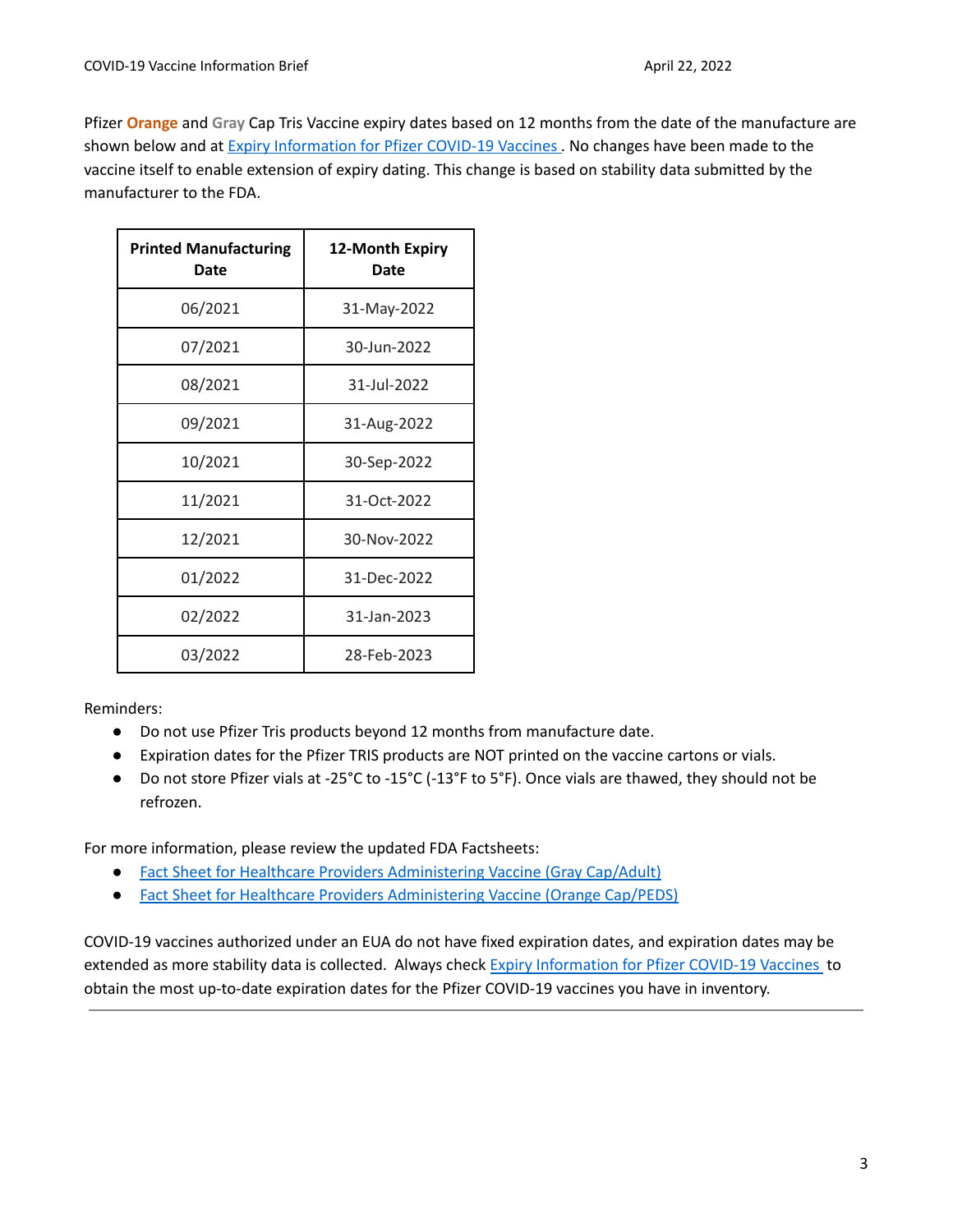Pfizer **Orange** and **Gray** Cap Tris Vaccine expiry dates based on 12 months from the date of the manufacture are shown below and at [Expiry Information for Pfizer COVID-19 Vaccines](). No changes have been made to the vaccine itself to enable extension of expiry dating. This change is based on stability data submitted by the manufacturer to the FDA.

| Printed Manufacturing Date | 12-Month Expiry Date |
|---|---|
| 06/2021 | 31-May-2022 |
| 07/2021 | 30-Jun-2022 |
| 08/2021 | 31-Jul-2022 |
| 09/2021 | 31-Aug-2022 |
| 10/2021 | 30-Sep-2022 |
| 11/2021 | 31-Oct-2022 |
| 12/2021 | 30-Nov-2022 |
| 01/2022 | 31-Dec-2022 |
| 02/2022 | 31-Jan-2023 |
| 03/2022 | 28-Feb-2023 |

Reminders:

- Do not use Pfizer Tris products beyond 12 months from manufacture date.
- Expiration dates for the Pfizer TRIS products are NOT printed on the vaccine cartons or vials.
- Do not store Pfizer vials at -25°C to -15°C (-13°F to 5°F). Once vials are thawed, they should not be refrozen.

For more information, please review the updated FDA Factsheets:

- [Fact Sheet for Healthcare Providers Administering Vaccine (Gray Cap/Adult)]()
- [Fact Sheet for Healthcare Providers Administering Vaccine (Orange Cap/PEDS)]()

COVID-19 vaccines authorized under an EUA do not have fixed expiration dates, and expiration dates may be extended as more stability data is collected. Always check [Expiry Information for Pfizer COVID-19 Vaccines]() to obtain the most up-to-date expiration dates for the Pfizer COVID-19 vaccines you have in inventory.

---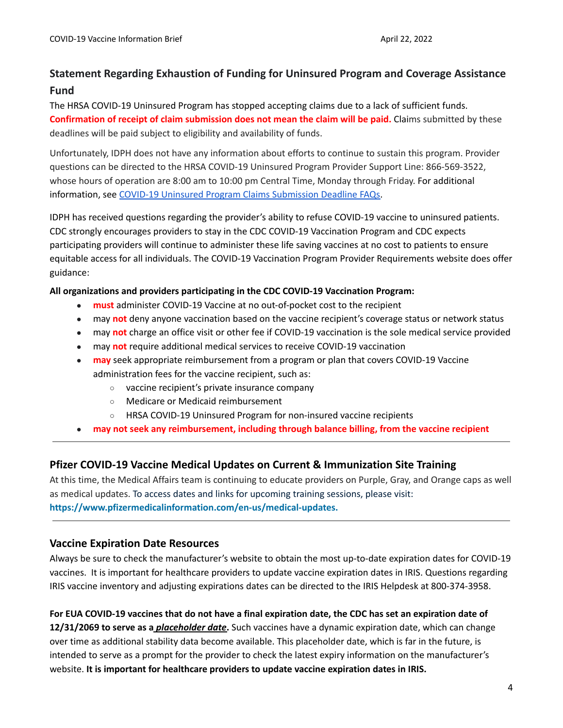## Statement Regarding Exhaustion of Funding for Uninsured Program and Coverage Assistance Fund

The HRSA COVID-19 Uninsured Program has stopped accepting claims due to a lack of sufficient funds. **Confirmation of receipt of claim submission does not mean the claim will be paid.** Claims submitted by these deadlines will be paid subject to eligibility and availability of funds.

Unfortunately, IDPH does not have any information about efforts to continue to sustain this program. Provider questions can be directed to the HRSA COVID-19 Uninsured Program Provider Support Line: 866-569-3522, whose hours of operation are 8:00 am to 10:00 pm Central Time, Monday through Friday. For additional information, see [COVID-19 Uninsured Program Claims Submission Deadline FAQs](#).

IDPH has received questions regarding the provider's ability to refuse COVID-19 vaccine to uninsured patients. CDC strongly encourages providers to stay in the CDC COVID-19 Vaccination Program and CDC expects participating providers will continue to administer these life saving vaccines at no cost to patients to ensure equitable access for all individuals. The COVID-19 Vaccination Program Provider Requirements website does offer guidance:

**All organizations and providers participating in the CDC COVID-19 Vaccination Program:**

- **must** administer COVID-19 Vaccine at no out-of-pocket cost to the recipient
- may **not** deny anyone vaccination based on the vaccine recipient's coverage status or network status
- may **not** charge an office visit or other fee if COVID-19 vaccination is the sole medical service provided
- may **not** require additional medical services to receive COVID-19 vaccination
- **may** seek appropriate reimbursement from a program or plan that covers COVID-19 Vaccine administration fees for the vaccine recipient, such as:
  - vaccine recipient's private insurance company
  - Medicare or Medicaid reimbursement
  - HRSA COVID-19 Uninsured Program for non-insured vaccine recipients
- **may not seek any reimbursement, including through balance billing, from the vaccine recipient**

---

## Pfizer COVID-19 Vaccine Medical Updates on Current & Immunization Site Training

At this time, the Medical Affairs team is continuing to educate providers on Purple, Gray, and Orange caps as well as medical updates. To access dates and links for upcoming training sessions, please visit: **https://www.pfizermedicalinformation.com/en-us/medical-updates.**

---

## Vaccine Expiration Date Resources

Always be sure to check the manufacturer's website to obtain the most up-to-date expiration dates for COVID-19 vaccines. It is important for healthcare providers to update vaccine expiration dates in IRIS. Questions regarding IRIS vaccine inventory and adjusting expirations dates can be directed to the IRIS Helpdesk at 800-374-3958.

**For EUA COVID-19 vaccines that do not have a final expiration date, the CDC has set an expiration date of 12/31/2069 to serve as a *placeholder date*.** Such vaccines have a dynamic expiration date, which can change over time as additional stability data become available. This placeholder date, which is far in the future, is intended to serve as a prompt for the provider to check the latest expiry information on the manufacturer's website. **It is important for healthcare providers to update vaccine expiration dates in IRIS.**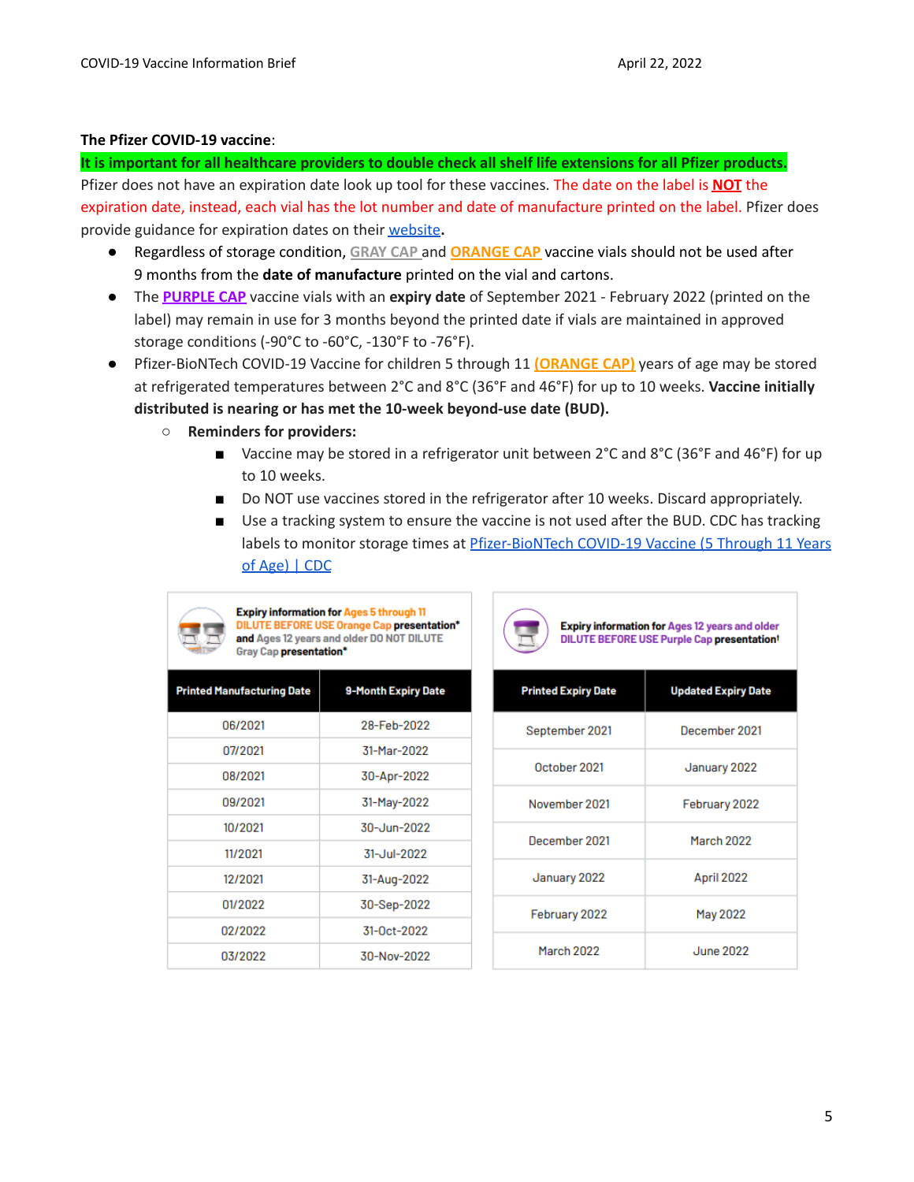**The Pfizer COVID-19 vaccine**:

**It is important for all healthcare providers to double check all shelf life extensions for all Pfizer products.**

Pfizer does not have an expiration date look up tool for these vaccines. The date on the label is **NOT** the expiration date, instead, each vial has the lot number and date of manufacture printed on the label. Pfizer does provide guidance for expiration dates on their website**.**

- Regardless of storage condition, GRAY CAP and ORANGE CAP vaccine vials should not be used after 9 months from the **date of manufacture** printed on the vial and cartons.
- The PURPLE CAP vaccine vials with an **expiry date** of September 2021 - February 2022 (printed on the label) may remain in use for 3 months beyond the printed date if vials are maintained in approved storage conditions (-90°C to -60°C, -130°F to -76°F).
- Pfizer-BioNTech COVID-19 Vaccine for children 5 through 11 (ORANGE CAP) years of age may be stored at refrigerated temperatures between 2°C and 8°C (36°F and 46°F) for up to 10 weeks. **Vaccine initially distributed is nearing or has met the 10-week beyond-use date (BUD).**
  - **Reminders for providers:**
    - Vaccine may be stored in a refrigerator unit between 2°C and 8°C (36°F and 46°F) for up to 10 weeks.
    - Do NOT use vaccines stored in the refrigerator after 10 weeks. Discard appropriately.
    - Use a tracking system to ensure the vaccine is not used after the BUD. CDC has tracking labels to monitor storage times at Pfizer-BioNTech COVID-19 Vaccine (5 Through 11 Years of Age) | CDC

**Expiry information for Ages 5 through 11 DILUTE BEFORE USE Orange Cap presentation* and Ages 12 years and older DO NOT DILUTE Gray Cap presentation***

| Printed Manufacturing Date | 9-Month Expiry Date |
|---|---|
| 06/2021 | 28-Feb-2022 |
| 07/2021 | 31-Mar-2022 |
| 08/2021 | 30-Apr-2022 |
| 09/2021 | 31-May-2022 |
| 10/2021 | 30-Jun-2022 |
| 11/2021 | 31-Jul-2022 |
| 12/2021 | 31-Aug-2022 |
| 01/2022 | 30-Sep-2022 |
| 02/2022 | 31-Oct-2022 |
| 03/2022 | 30-Nov-2022 |

**Expiry information for Ages 12 years and older DILUTE BEFORE USE Purple Cap presentation†**

| Printed Expiry Date | Updated Expiry Date |
|---|---|
| September 2021 | December 2021 |
| October 2021 | January 2022 |
| November 2021 | February 2022 |
| December 2021 | March 2022 |
| January 2022 | April 2022 |
| February 2022 | May 2022 |
| March 2022 | June 2022 |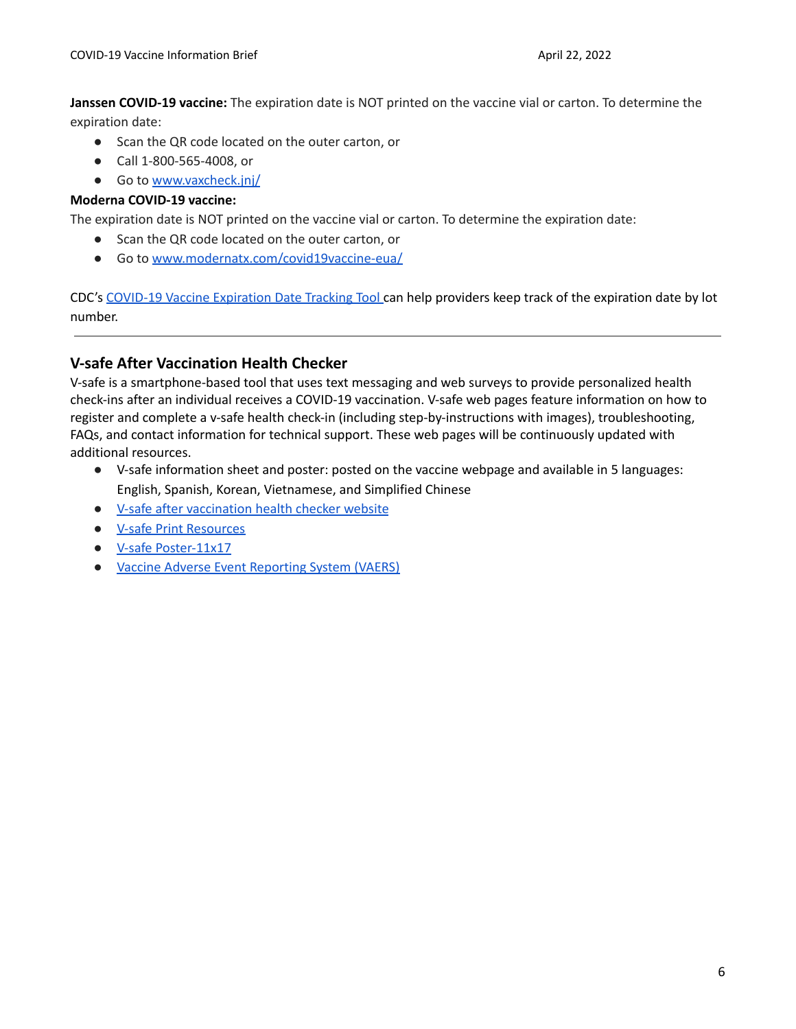**Janssen COVID-19 vaccine:** The expiration date is NOT printed on the vaccine vial or carton. To determine the expiration date:

- Scan the QR code located on the outer carton, or
- Call 1-800-565-4008, or
- Go to [www.vaxcheck.jnj/](www.vaxcheck.jnj/)

**Moderna COVID-19 vaccine:**

The expiration date is NOT printed on the vaccine vial or carton. To determine the expiration date:

- Scan the QR code located on the outer carton, or
- Go to [www.modernatx.com/covid19vaccine-eua/](www.modernatx.com/covid19vaccine-eua/)

CDC's [COVID-19 Vaccine Expiration Date Tracking Tool](#) can help providers keep track of the expiration date by lot number.

---

## V-safe After Vaccination Health Checker

V-safe is a smartphone-based tool that uses text messaging and web surveys to provide personalized health check-ins after an individual receives a COVID-19 vaccination. V-safe web pages feature information on how to register and complete a v-safe health check-in (including step-by-instructions with images), troubleshooting, FAQs, and contact information for technical support. These web pages will be continuously updated with additional resources.

- V-safe information sheet and poster: posted on the vaccine webpage and available in 5 languages: English, Spanish, Korean, Vietnamese, and Simplified Chinese
- [V-safe after vaccination health checker website](#)
- [V-safe Print Resources](#)
- [V-safe Poster-11x17](#)
- [Vaccine Adverse Event Reporting System (VAERS)](#)